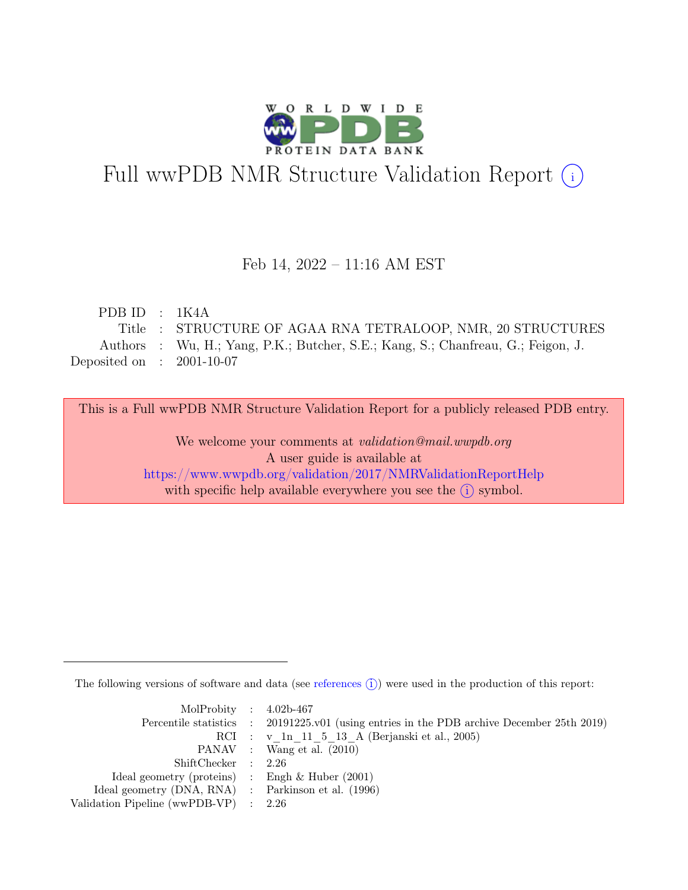# Full wwPDB NMR Structure Validation Report (i)

Feb 14, 2022 – 11:16 AM EST

| | | |
|---|---|---|
| PDB ID | : | 1K4A |
| Title | : | STRUCTURE OF AGAA RNA TETRALOOP, NMR, 20 STRUCTURES |
| Authors | : | Wu, H.; Yang, P.K.; Butcher, S.E.; Kang, S.; Chanfreau, G.; Feigon, J. |
| Deposited on | : | 2001-10-07 |

This is a Full wwPDB NMR Structure Validation Report for a publicly released PDB entry.

We welcome your comments at *validation@mail.wwpdb.org*
A user guide is available at
https://www.wwpdb.org/validation/2017/NMRValidationReportHelp
with specific help available everywhere you see the (i) symbol.

The following versions of software and data (see references (i)) were used in the production of this report:

| | | |
|---|---|---|
| MolProbity | : | 4.02b-467 |
| Percentile statistics | : | 20191225.v01 (using entries in the PDB archive December 25th 2019) |
| RCI | : | v_1n_11_5_13_A (Berjanski et al., 2005) |
| PANAV | : | Wang et al. (2010) |
| ShiftChecker | : | 2.26 |
| Ideal geometry (proteins) | : | Engh & Huber (2001) |
| Ideal geometry (DNA, RNA) | : | Parkinson et al. (1996) |
| Validation Pipeline (wwPDB-VP) | : | 2.26 |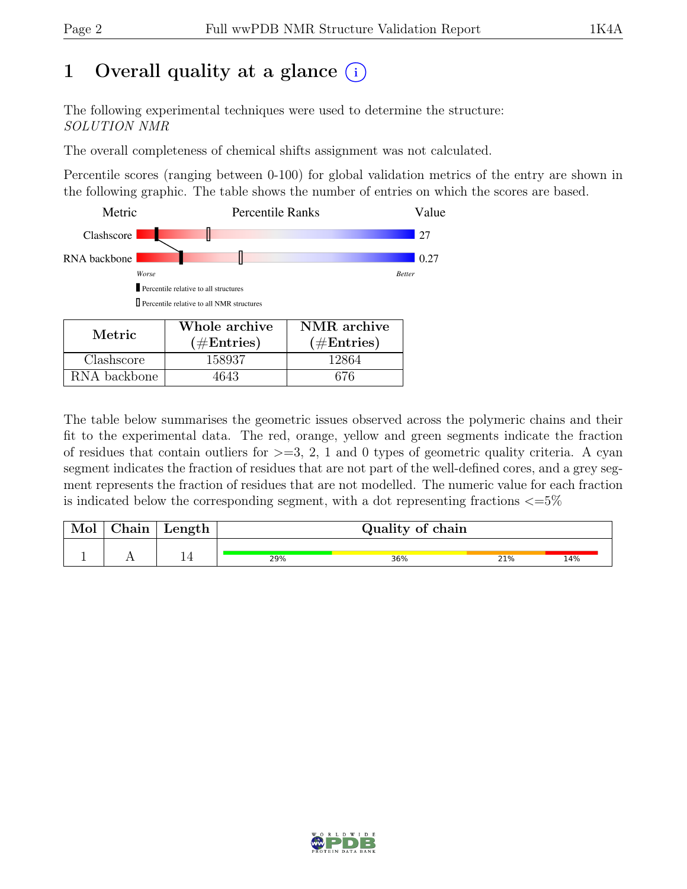# 1 Overall quality at a glance (i)

The following experimental techniques were used to determine the structure:
*SOLUTION NMR*

The overall completeness of chemical shifts assignment was not calculated.

Percentile scores (ranging between 0-100) for global validation metrics of the entry are shown in the following graphic. The table shows the number of entries on which the scores are based.

| Metric | Percentile Ranks | Value |
|---|---|---|
| Clashscore | | 27 |
| RNA backbone | | 0.27 |

Worse — Better

- Percentile relative to all structures
- Percentile relative to all NMR structures

| Metric | Whole archive (#Entries) | NMR archive (#Entries) |
|---|---|---|
| Clashscore | 158937 | 12864 |
| RNA backbone | 4643 | 676 |

The table below summarises the geometric issues observed across the polymeric chains and their fit to the experimental data. The red, orange, yellow and green segments indicate the fraction of residues that contain outliers for >=3, 2, 1 and 0 types of geometric quality criteria. A cyan segment indicates the fraction of residues that are not part of the well-defined cores, and a grey segment represents the fraction of residues that are not modelled. The numeric value for each fraction is indicated below the corresponding segment, with a dot representing fractions <=5%

| Mol | Chain | Length | Quality of chain |
|---|---|---|---|
| 1 | A | 14 | 29% / 36% / 21% / 14% |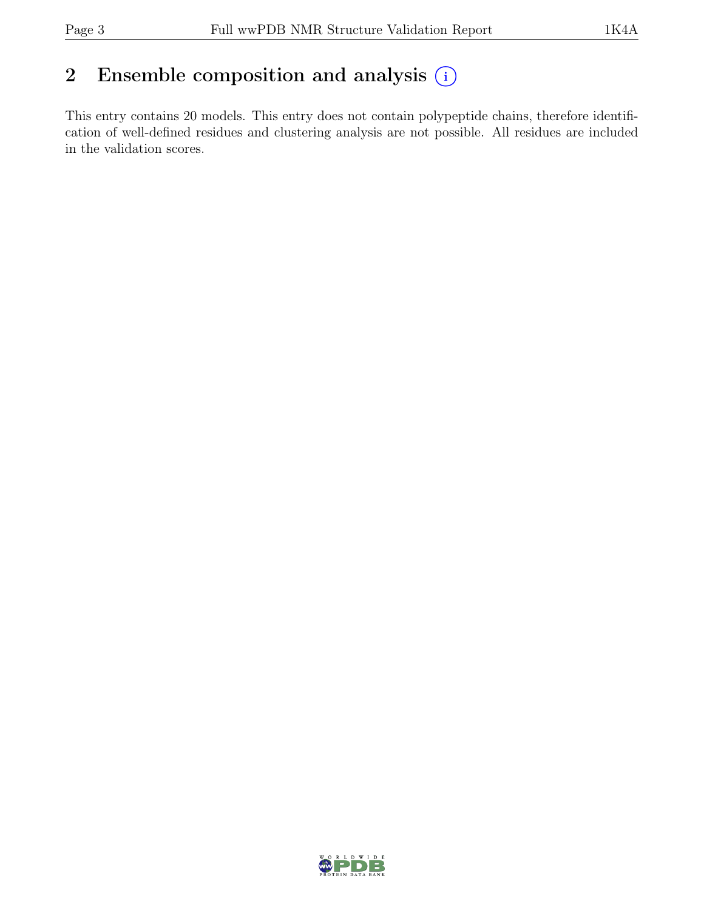## 2 Ensemble composition and analysis (i)

This entry contains 20 models. This entry does not contain polypeptide chains, therefore identification of well-defined residues and clustering analysis are not possible. All residues are included in the validation scores.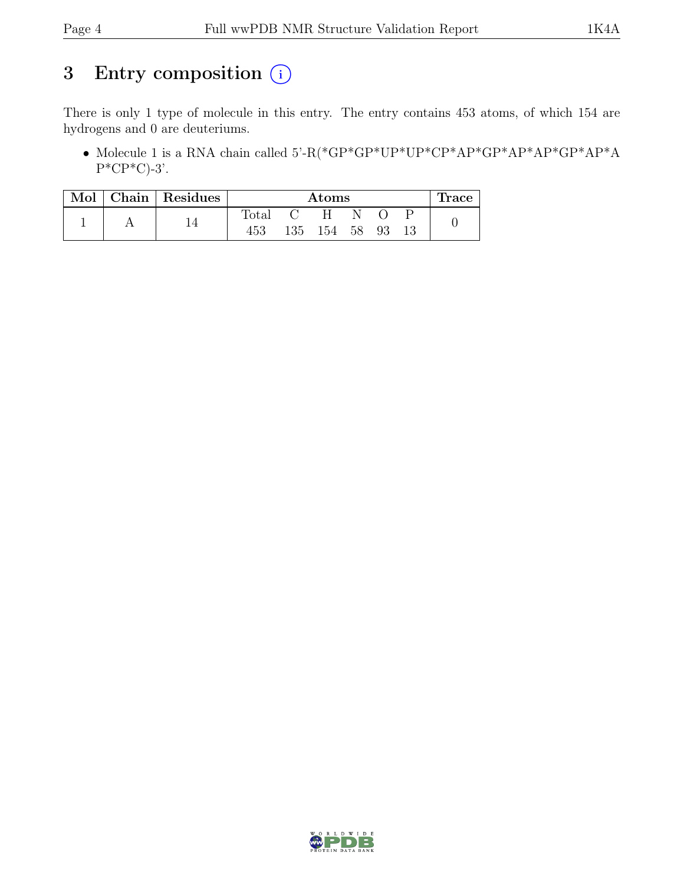# 3 Entry composition (i)

There is only 1 type of molecule in this entry. The entry contains 453 atoms, of which 154 are hydrogens and 0 are deuteriums.

- Molecule 1 is a RNA chain called 5'-R(*GP*GP*UP*UP*CP*AP*GP*AP*AP*GP*AP*AP*CP*C)-3'.

| Mol | Chain | Residues | Atoms | | | | | | Trace |
|---|---|---|---|---|---|---|---|---|---|
| | | | Total | C | H | N | O | P | |
| 1 | A | 14 | 453 | 135 | 154 | 58 | 93 | 13 | 0 |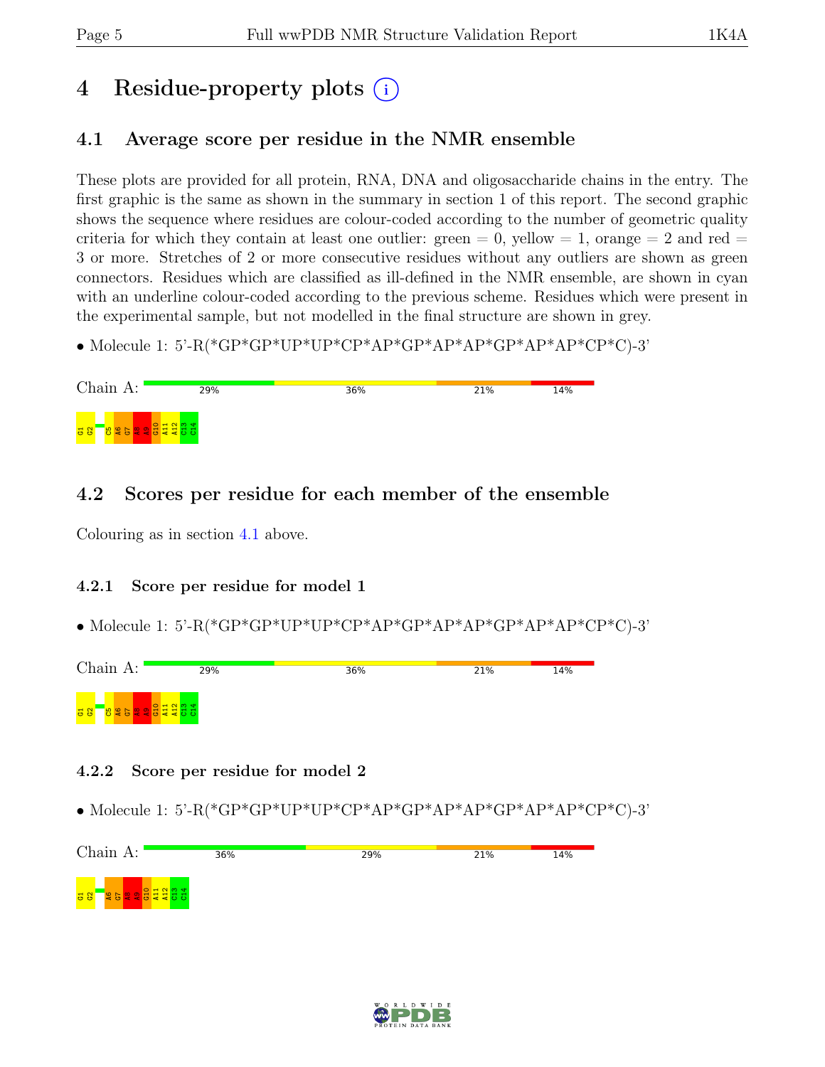# 4 Residue-property plots (i)

## 4.1 Average score per residue in the NMR ensemble

These plots are provided for all protein, RNA, DNA and oligosaccharide chains in the entry. The first graphic is the same as shown in the summary in section 1 of this report. The second graphic shows the sequence where residues are colour-coded according to the number of geometric quality criteria for which they contain at least one outlier: green = 0, yellow = 1, orange = 2 and red = 3 or more. Stretches of 2 or more consecutive residues without any outliers are shown as green connectors. Residues which are classified as ill-defined in the NMR ensemble, are shown in cyan with an underline colour-coded according to the previous scheme. Residues which were present in the experimental sample, but not modelled in the final structure are shown in grey.

- Molecule 1: 5'-R(*GP*GP*UP*UP*CP*AP*GP*AP*AP*GP*AP*AP*CP*C)-3'

Chain A: 29% 36% 21% 14%

G1 G2 C5 A6 G7 A8 A9 G10 A11 A12 C13 C14

## 4.2 Scores per residue for each member of the ensemble

Colouring as in section 4.1 above.

### 4.2.1 Score per residue for model 1

- Molecule 1: 5'-R(*GP*GP*UP*UP*CP*AP*GP*AP*AP*GP*AP*AP*CP*C)-3'

Chain A: 29% 36% 21% 14%

G1 G2 C5 A6 G7 A8 A9 G10 A11 A12 C13 C14

### 4.2.2 Score per residue for model 2

- Molecule 1: 5'-R(*GP*GP*UP*UP*CP*AP*GP*AP*AP*GP*AP*AP*CP*C)-3'

Chain A: 36% 29% 21% 14%

G1 G2 A6 G7 A8 A9 G10 A11 A12 C13 C14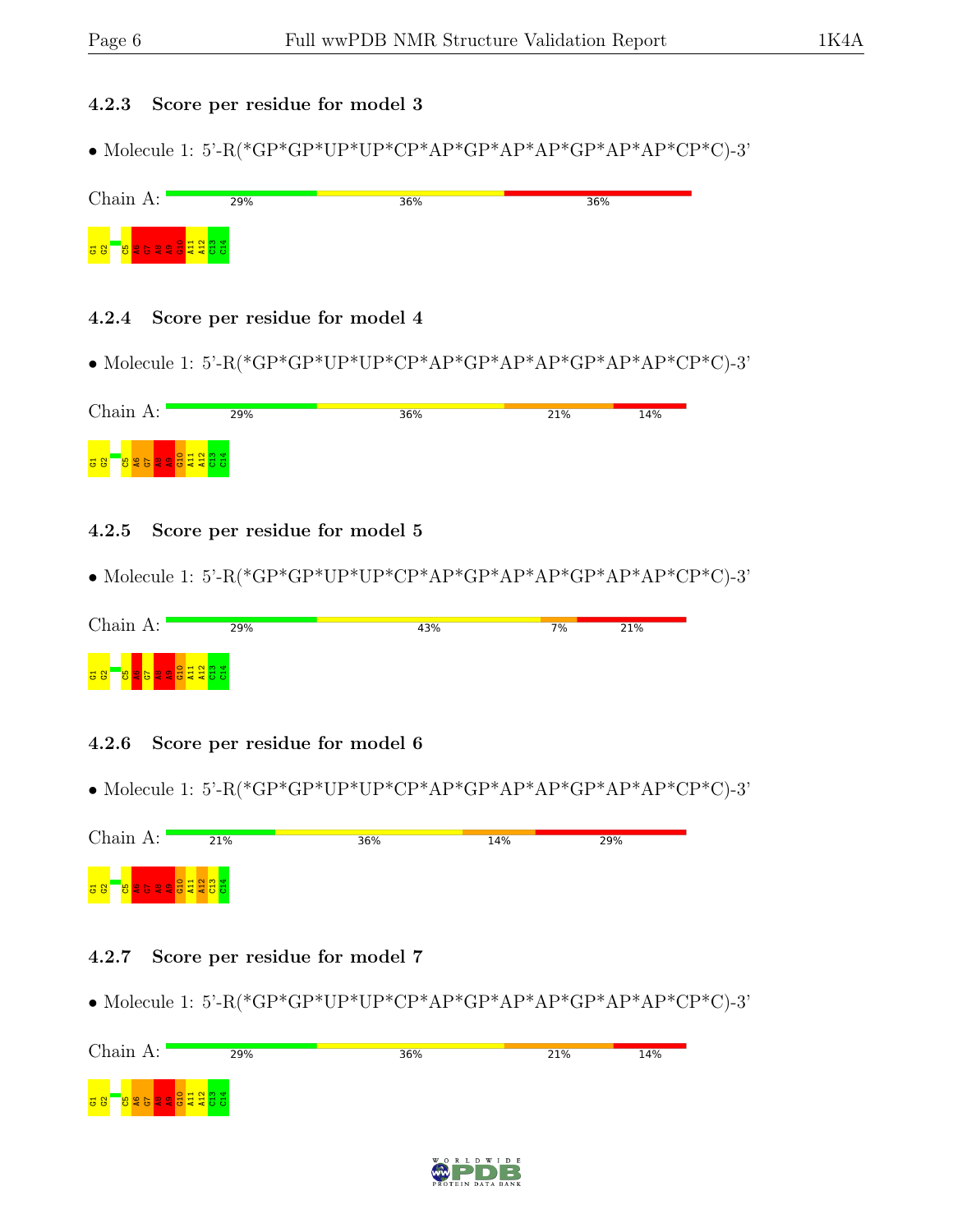### 4.2.3 Score per residue for model 3

- Molecule 1: 5'-R(*GP*GP*UP*UP*CP*AP*GP*AP*AP*GP*AP*AP*CP*C)-3'

Chain A: 29% | 36% | 36%

G1 G2 C5 A6 G7 A8 A9 G10 A11 A12 C13 C14

### 4.2.4 Score per residue for model 4

- Molecule 1: 5'-R(*GP*GP*UP*UP*CP*AP*GP*AP*AP*GP*AP*AP*CP*C)-3'

Chain A: 29% | 36% | 21% | 14%

G1 G2 C5 A6 G7 A8 A9 G10 A11 A12 C13 C14

### 4.2.5 Score per residue for model 5

- Molecule 1: 5'-R(*GP*GP*UP*UP*CP*AP*GP*AP*AP*GP*AP*AP*CP*C)-3'

Chain A: 29% | 43% | 7% | 21%

G1 G2 C5 A6 G7 A8 A9 G10 A11 A12 C13 C14

### 4.2.6 Score per residue for model 6

- Molecule 1: 5'-R(*GP*GP*UP*UP*CP*AP*GP*AP*AP*GP*AP*AP*CP*C)-3'

Chain A: 21% | 36% | 14% | 29%

G1 G2 C5 A6 G7 A8 A9 G10 A11 A12 C13 C14

### 4.2.7 Score per residue for model 7

- Molecule 1: 5'-R(*GP*GP*UP*UP*CP*AP*GP*AP*AP*GP*AP*AP*CP*C)-3'

Chain A: 29% | 36% | 21% | 14%

G1 G2 C5 A6 G7 A8 A9 G10 A11 A12 C13 C14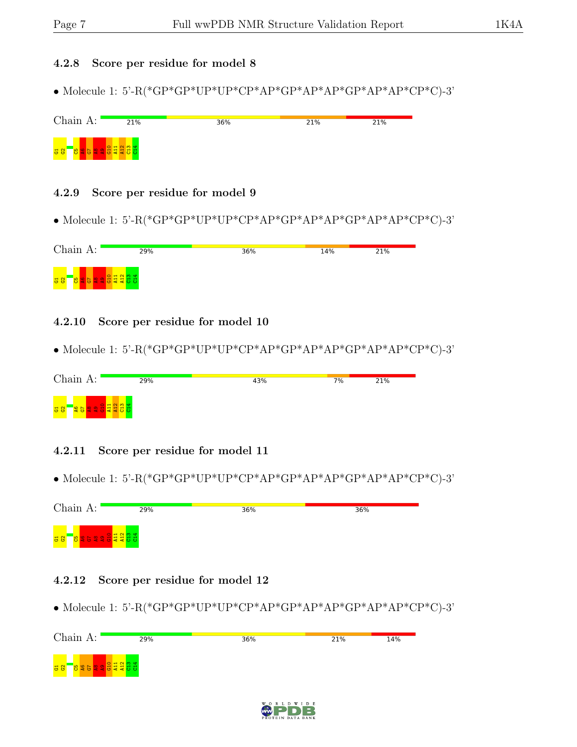### 4.2.8 Score per residue for model 8

- Molecule 1: 5'-R(*GP*GP*UP*UP*CP*AP*GP*AP*AP*GP*AP*AP*CP*C)-3'

Chain A: 21% 36% 21% 21%

G1 G2 C5 A6 G7 A8 A9 G10 A11 A12 C13 C14

### 4.2.9 Score per residue for model 9

- Molecule 1: 5'-R(*GP*GP*UP*UP*CP*AP*GP*AP*AP*GP*AP*AP*CP*C)-3'

Chain A: 29% 36% 14% 21%

G1 G2 C5 A6 G7 A8 A9 G10 A11 A12 C13 C14

### 4.2.10 Score per residue for model 10

- Molecule 1: 5'-R(*GP*GP*UP*UP*CP*AP*GP*AP*AP*GP*AP*AP*CP*C)-3'

Chain A: 29% 43% 7% 21%

G1 G2 A6 G7 A8 A9 G10 A11 A12 C13 C14

### 4.2.11 Score per residue for model 11

- Molecule 1: 5'-R(*GP*GP*UP*UP*CP*AP*GP*AP*AP*GP*AP*AP*CP*C)-3'

Chain A: 29% 36% 36%

G1 G2 C5 A6 G7 A8 A9 G10 A11 A12 C13 C14

### 4.2.12 Score per residue for model 12

- Molecule 1: 5'-R(*GP*GP*UP*UP*CP*AP*GP*AP*AP*GP*AP*AP*CP*C)-3'

Chain A: 29% 36% 21% 14%

G1 G2 C5 A6 G7 A8 A9 G10 A11 A12 C13 C14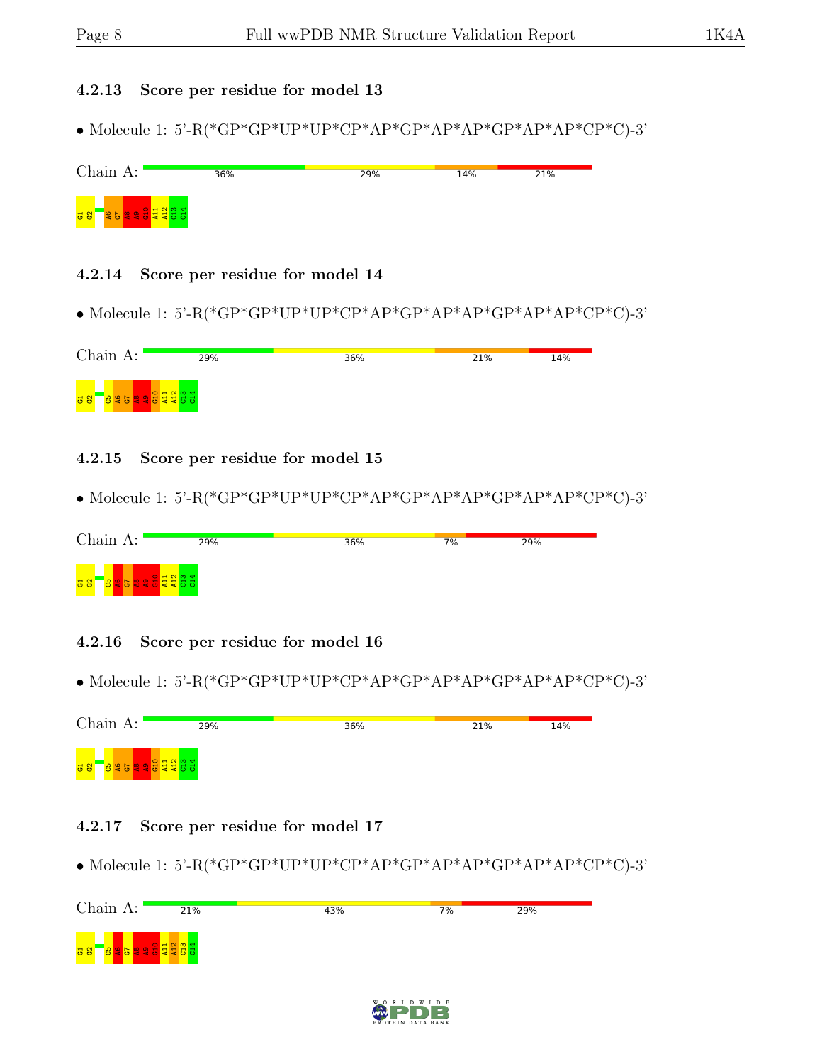### 4.2.13 Score per residue for model 13

- Molecule 1: 5'-R(*GP*GP*UP*UP*CP*AP*GP*AP*AP*GP*AP*AP*CP*C)-3'

Chain A: 36% | 29% | 14% | 21%

G1 G2 A6 G7 A8 A9 G10 A11 A12 C13 C14

### 4.2.14 Score per residue for model 14

- Molecule 1: 5'-R(*GP*GP*UP*UP*CP*AP*GP*AP*AP*GP*AP*AP*CP*C)-3'

Chain A: 29% | 36% | 21% | 14%

G1 G2 C5 A6 G7 A8 A9 G10 A11 A12 C13 C14

### 4.2.15 Score per residue for model 15

- Molecule 1: 5'-R(*GP*GP*UP*UP*CP*AP*GP*AP*AP*GP*AP*AP*CP*C)-3'

Chain A: 29% | 36% | 7% | 29%

G1 G2 C5 A6 G7 A8 A9 G10 A11 A12 C13 C14

### 4.2.16 Score per residue for model 16

- Molecule 1: 5'-R(*GP*GP*UP*UP*CP*AP*GP*AP*AP*GP*AP*AP*CP*C)-3'

Chain A: 29% | 36% | 21% | 14%

G1 G2 C5 A6 G7 A8 A9 G10 A11 A12 C13 C14

### 4.2.17 Score per residue for model 17

- Molecule 1: 5'-R(*GP*GP*UP*UP*CP*AP*GP*AP*AP*GP*AP*AP*CP*C)-3'

Chain A: 21% | 43% | 7% | 29%

G1 G2 C5 A6 G7 A8 A9 G10 A11 A12 C13 C14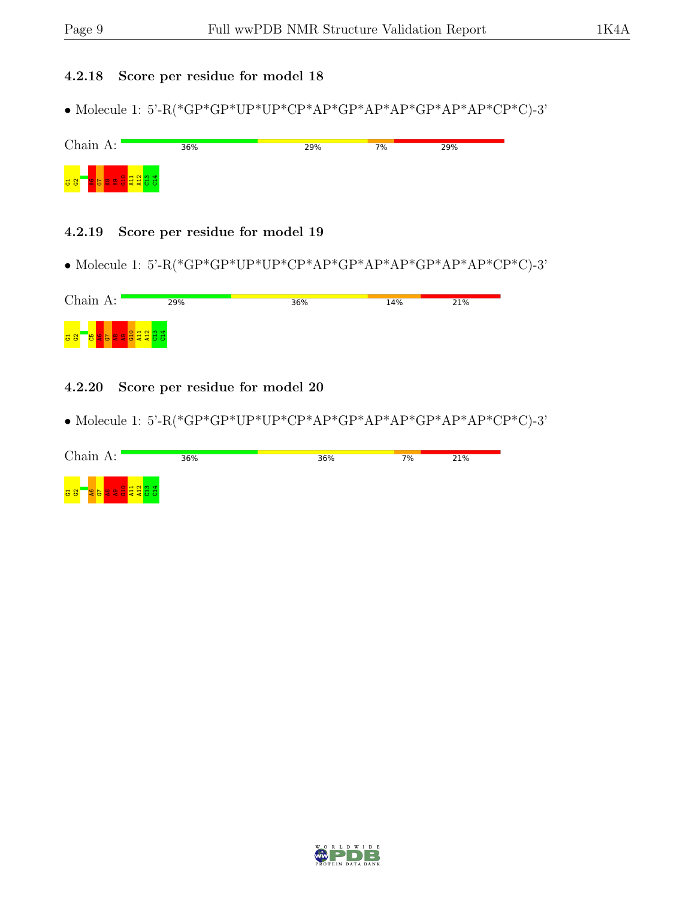#### 4.2.18 Score per residue for model 18

- Molecule 1: 5'-R(*GP*GP*UP*UP*CP*AP*GP*AP*AP*GP*AP*AP*CP*C)-3'

Chain A: 36% 29% 7% 29%

G1 G2 A6 G7 A8 A9 G10 A11 A12 C13 C14

#### 4.2.19 Score per residue for model 19

- Molecule 1: 5'-R(*GP*GP*UP*UP*CP*AP*GP*AP*AP*GP*AP*AP*CP*C)-3'

Chain A: 29% 36% 14% 21%

G1 G2 C5 A6 G7 A8 A9 G10 A11 A12 C13 C14

#### 4.2.20 Score per residue for model 20

- Molecule 1: 5'-R(*GP*GP*UP*UP*CP*AP*GP*AP*AP*GP*AP*AP*CP*C)-3'

Chain A: 36% 36% 7% 21%

G1 G2 A6 G7 A8 A9 G10 A11 A12 C13 C14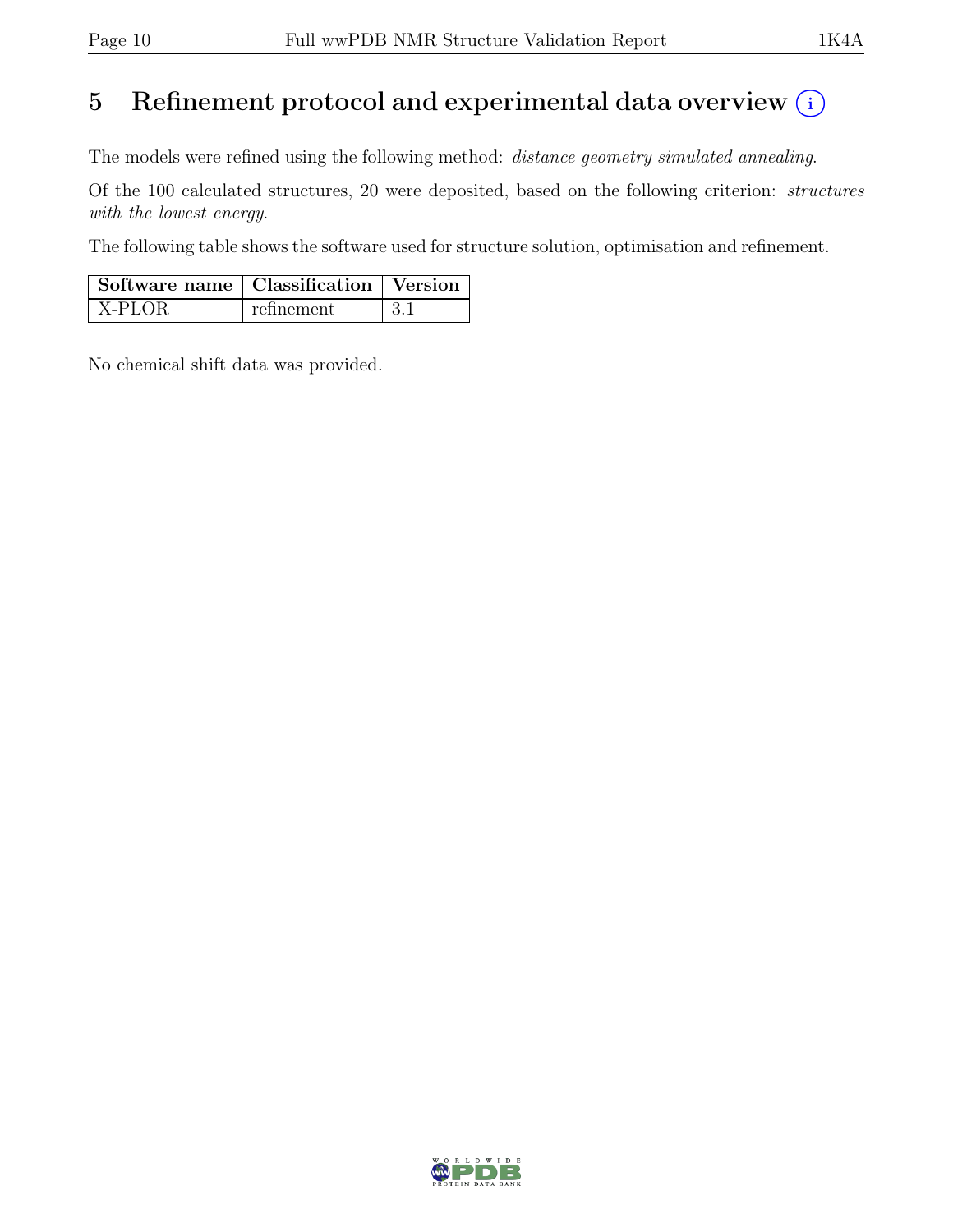# 5 Refinement protocol and experimental data overview (i)

The models were refined using the following method: *distance geometry simulated annealing*.

Of the 100 calculated structures, 20 were deposited, based on the following criterion: *structures with the lowest energy*.

The following table shows the software used for structure solution, optimisation and refinement.

| Software name | Classification | Version |
|---|---|---|
| X-PLOR | refinement | 3.1 |

No chemical shift data was provided.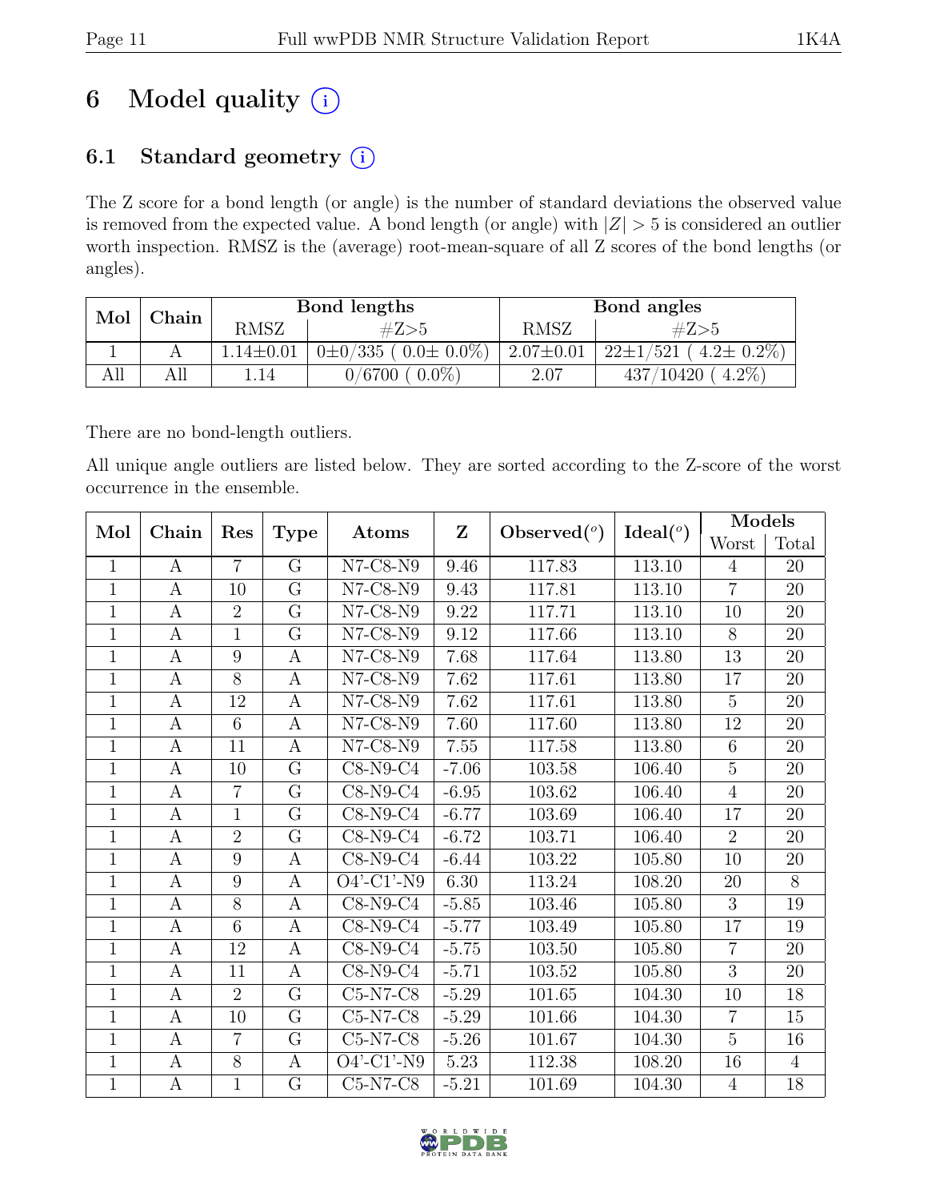# 6 Model quality (i)

## 6.1 Standard geometry (i)

The Z score for a bond length (or angle) is the number of standard deviations the observed value is removed from the expected value. A bond length (or angle) with $|Z| > 5$ is considered an outlier worth inspection. RMSZ is the (average) root-mean-square of all Z scores of the bond lengths (or angles).

| Mol | Chain | Bond lengths | | Bond angles | |
|---|---|---|---|---|---|
| | | RMSZ | #Z>5 | RMSZ | #Z>5 |
| 1 | A | 1.14±0.01 | 0±0/335 ( 0.0± 0.0%) | 2.07±0.01 | 22±1/521 ( 4.2± 0.2%) |
| All | All | 1.14 | 0/6700 ( 0.0%) | 2.07 | 437/10420 ( 4.2%) |

There are no bond-length outliers.

All unique angle outliers are listed below. They are sorted according to the Z-score of the worst occurrence in the ensemble.

| Mol | Chain | Res | Type | Atoms | Z | Observed(°) | Ideal(°) | Models | |
|---|---|---|---|---|---|---|---|---|---|
| | | | | | | | | Worst | Total |
| 1 | A | 7 | G | N7-C8-N9 | 9.46 | 117.83 | 113.10 | 4 | 20 |
| 1 | A | 10 | G | N7-C8-N9 | 9.43 | 117.81 | 113.10 | 7 | 20 |
| 1 | A | 2 | G | N7-C8-N9 | 9.22 | 117.71 | 113.10 | 10 | 20 |
| 1 | A | 1 | G | N7-C8-N9 | 9.12 | 117.66 | 113.10 | 8 | 20 |
| 1 | A | 9 | A | N7-C8-N9 | 7.68 | 117.64 | 113.80 | 13 | 20 |
| 1 | A | 8 | A | N7-C8-N9 | 7.62 | 117.61 | 113.80 | 17 | 20 |
| 1 | A | 12 | A | N7-C8-N9 | 7.62 | 117.61 | 113.80 | 5 | 20 |
| 1 | A | 6 | A | N7-C8-N9 | 7.60 | 117.60 | 113.80 | 12 | 20 |
| 1 | A | 11 | A | N7-C8-N9 | 7.55 | 117.58 | 113.80 | 6 | 20 |
| 1 | A | 10 | G | C8-N9-C4 | -7.06 | 103.58 | 106.40 | 5 | 20 |
| 1 | A | 7 | G | C8-N9-C4 | -6.95 | 103.62 | 106.40 | 4 | 20 |
| 1 | A | 1 | G | C8-N9-C4 | -6.77 | 103.69 | 106.40 | 17 | 20 |
| 1 | A | 2 | G | C8-N9-C4 | -6.72 | 103.71 | 106.40 | 2 | 20 |
| 1 | A | 9 | A | C8-N9-C4 | -6.44 | 103.22 | 105.80 | 10 | 20 |
| 1 | A | 9 | A | O4'-C1'-N9 | 6.30 | 113.24 | 108.20 | 20 | 8 |
| 1 | A | 8 | A | C8-N9-C4 | -5.85 | 103.46 | 105.80 | 3 | 19 |
| 1 | A | 6 | A | C8-N9-C4 | -5.77 | 103.49 | 105.80 | 17 | 19 |
| 1 | A | 12 | A | C8-N9-C4 | -5.75 | 103.50 | 105.80 | 7 | 20 |
| 1 | A | 11 | A | C8-N9-C4 | -5.71 | 103.52 | 105.80 | 3 | 20 |
| 1 | A | 2 | G | C5-N7-C8 | -5.29 | 101.65 | 104.30 | 10 | 18 |
| 1 | A | 10 | G | C5-N7-C8 | -5.29 | 101.66 | 104.30 | 7 | 15 |
| 1 | A | 7 | G | C5-N7-C8 | -5.26 | 101.67 | 104.30 | 5 | 16 |
| 1 | A | 8 | A | O4'-C1'-N9 | 5.23 | 112.38 | 108.20 | 16 | 4 |
| 1 | A | 1 | G | C5-N7-C8 | -5.21 | 101.69 | 104.30 | 4 | 18 |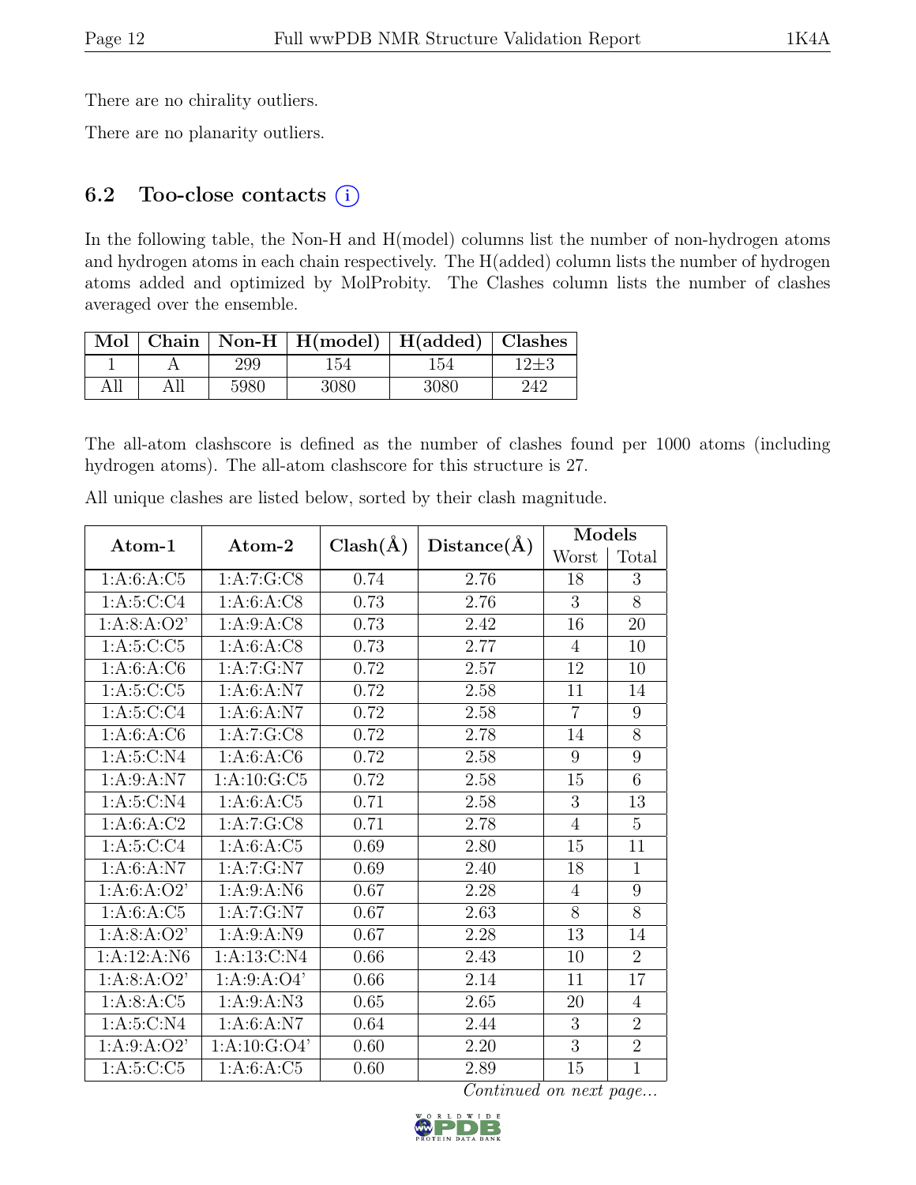There are no chirality outliers.

There are no planarity outliers.

## 6.2 Too-close contacts

In the following table, the Non-H and H(model) columns list the number of non-hydrogen atoms and hydrogen atoms in each chain respectively. The H(added) column lists the number of hydrogen atoms added and optimized by MolProbity. The Clashes column lists the number of clashes averaged over the ensemble.

| Mol | Chain | Non-H | H(model) | H(added) | Clashes |
|---|---|---|---|---|---|
| 1 | A | 299 | 154 | 154 | 12±3 |
| All | All | 5980 | 3080 | 3080 | 242 |

The all-atom clashscore is defined as the number of clashes found per 1000 atoms (including hydrogen atoms). The all-atom clashscore for this structure is 27.

All unique clashes are listed below, sorted by their clash magnitude.

| Atom-1 | Atom-2 | Clash(Å) | Distance(Å) | Models | |
|---|---|---|---|---|---|
| | | | | Worst | Total |
| 1:A:6:A:C5 | 1:A:7:G:C8 | 0.74 | 2.76 | 18 | 3 |
| 1:A:5:C:C4 | 1:A:6:A:C8 | 0.73 | 2.76 | 3 | 8 |
| 1:A:8:A:O2' | 1:A:9:A:C8 | 0.73 | 2.42 | 16 | 20 |
| 1:A:5:C:C5 | 1:A:6:A:C8 | 0.73 | 2.77 | 4 | 10 |
| 1:A:6:A:C6 | 1:A:7:G:N7 | 0.72 | 2.57 | 12 | 10 |
| 1:A:5:C:C5 | 1:A:6:A:N7 | 0.72 | 2.58 | 11 | 14 |
| 1:A:5:C:C4 | 1:A:6:A:N7 | 0.72 | 2.58 | 7 | 9 |
| 1:A:6:A:C6 | 1:A:7:G:C8 | 0.72 | 2.78 | 14 | 8 |
| 1:A:5:C:N4 | 1:A:6:A:C6 | 0.72 | 2.58 | 9 | 9 |
| 1:A:9:A:N7 | 1:A:10:G:C5 | 0.72 | 2.58 | 15 | 6 |
| 1:A:5:C:N4 | 1:A:6:A:C5 | 0.71 | 2.58 | 3 | 13 |
| 1:A:6:A:C2 | 1:A:7:G:C8 | 0.71 | 2.78 | 4 | 5 |
| 1:A:5:C:C4 | 1:A:6:A:C5 | 0.69 | 2.80 | 15 | 11 |
| 1:A:6:A:N7 | 1:A:7:G:N7 | 0.69 | 2.40 | 18 | 1 |
| 1:A:6:A:O2' | 1:A:9:A:N6 | 0.67 | 2.28 | 4 | 9 |
| 1:A:6:A:C5 | 1:A:7:G:N7 | 0.67 | 2.63 | 8 | 8 |
| 1:A:8:A:O2' | 1:A:9:A:N9 | 0.67 | 2.28 | 13 | 14 |
| 1:A:12:A:N6 | 1:A:13:C:N4 | 0.66 | 2.43 | 10 | 2 |
| 1:A:8:A:O2' | 1:A:9:A:O4' | 0.66 | 2.14 | 11 | 17 |
| 1:A:8:A:C5 | 1:A:9:A:N3 | 0.65 | 2.65 | 20 | 4 |
| 1:A:5:C:N4 | 1:A:6:A:N7 | 0.64 | 2.44 | 3 | 2 |
| 1:A:9:A:O2' | 1:A:10:G:O4' | 0.60 | 2.20 | 3 | 2 |
| 1:A:5:C:C5 | 1:A:6:A:C5 | 0.60 | 2.89 | 15 | 1 |

*Continued on next page...*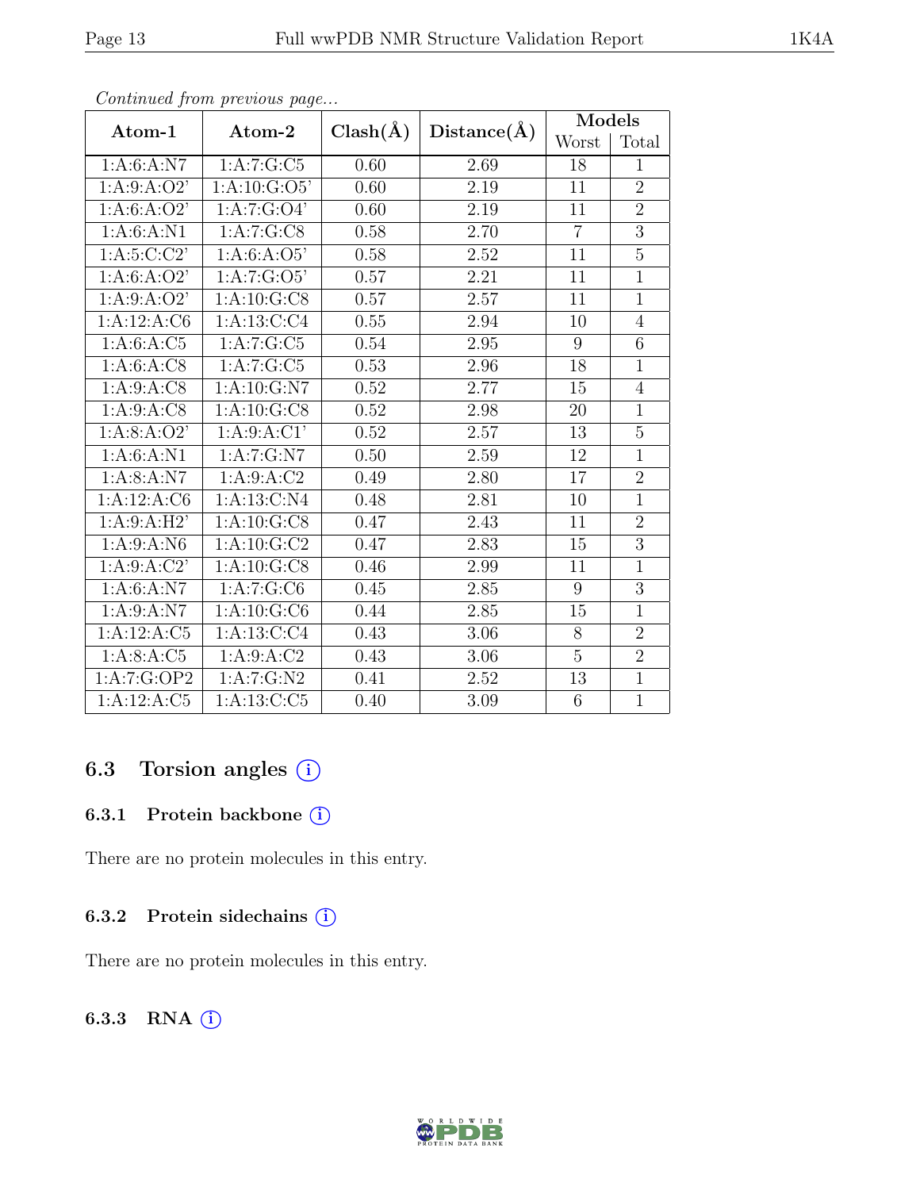*Continued from previous page...*

| Atom-1 | Atom-2 | Clash(Å) | Distance(Å) | Models | |
|---|---|---|---|---|---|
| | | | | Worst | Total |
| 1:A:6:A:N7 | 1:A:7:G:C5 | 0.60 | 2.69 | 18 | 1 |
| 1:A:9:A:O2' | 1:A:10:G:O5' | 0.60 | 2.19 | 11 | 2 |
| 1:A:6:A:O2' | 1:A:7:G:O4' | 0.60 | 2.19 | 11 | 2 |
| 1:A:6:A:N1 | 1:A:7:G:C8 | 0.58 | 2.70 | 7 | 3 |
| 1:A:5:C:C2' | 1:A:6:A:O5' | 0.58 | 2.52 | 11 | 5 |
| 1:A:6:A:O2' | 1:A:7:G:O5' | 0.57 | 2.21 | 11 | 1 |
| 1:A:9:A:O2' | 1:A:10:G:C8 | 0.57 | 2.57 | 11 | 1 |
| 1:A:12:A:C6 | 1:A:13:C:C4 | 0.55 | 2.94 | 10 | 4 |
| 1:A:6:A:C5 | 1:A:7:G:C5 | 0.54 | 2.95 | 9 | 6 |
| 1:A:6:A:C8 | 1:A:7:G:C5 | 0.53 | 2.96 | 18 | 1 |
| 1:A:9:A:C8 | 1:A:10:G:N7 | 0.52 | 2.77 | 15 | 4 |
| 1:A:9:A:C8 | 1:A:10:G:C8 | 0.52 | 2.98 | 20 | 1 |
| 1:A:8:A:O2' | 1:A:9:A:C1' | 0.52 | 2.57 | 13 | 5 |
| 1:A:6:A:N1 | 1:A:7:G:N7 | 0.50 | 2.59 | 12 | 1 |
| 1:A:8:A:N7 | 1:A:9:A:C2 | 0.49 | 2.80 | 17 | 2 |
| 1:A:12:A:C6 | 1:A:13:C:N4 | 0.48 | 2.81 | 10 | 1 |
| 1:A:9:A:H2' | 1:A:10:G:C8 | 0.47 | 2.43 | 11 | 2 |
| 1:A:9:A:N6 | 1:A:10:G:C2 | 0.47 | 2.83 | 15 | 3 |
| 1:A:9:A:C2' | 1:A:10:G:C8 | 0.46 | 2.99 | 11 | 1 |
| 1:A:6:A:N7 | 1:A:7:G:C6 | 0.45 | 2.85 | 9 | 3 |
| 1:A:9:A:N7 | 1:A:10:G:C6 | 0.44 | 2.85 | 15 | 1 |
| 1:A:12:A:C5 | 1:A:13:C:C4 | 0.43 | 3.06 | 8 | 2 |
| 1:A:8:A:C5 | 1:A:9:A:C2 | 0.43 | 3.06 | 5 | 2 |
| 1:A:7:G:OP2 | 1:A:7:G:N2 | 0.41 | 2.52 | 13 | 1 |
| 1:A:12:A:C5 | 1:A:13:C:C5 | 0.40 | 3.09 | 6 | 1 |

## 6.3 Torsion angles (i)

### 6.3.1 Protein backbone (i)

There are no protein molecules in this entry.

### 6.3.2 Protein sidechains (i)

There are no protein molecules in this entry.

### 6.3.3 RNA (i)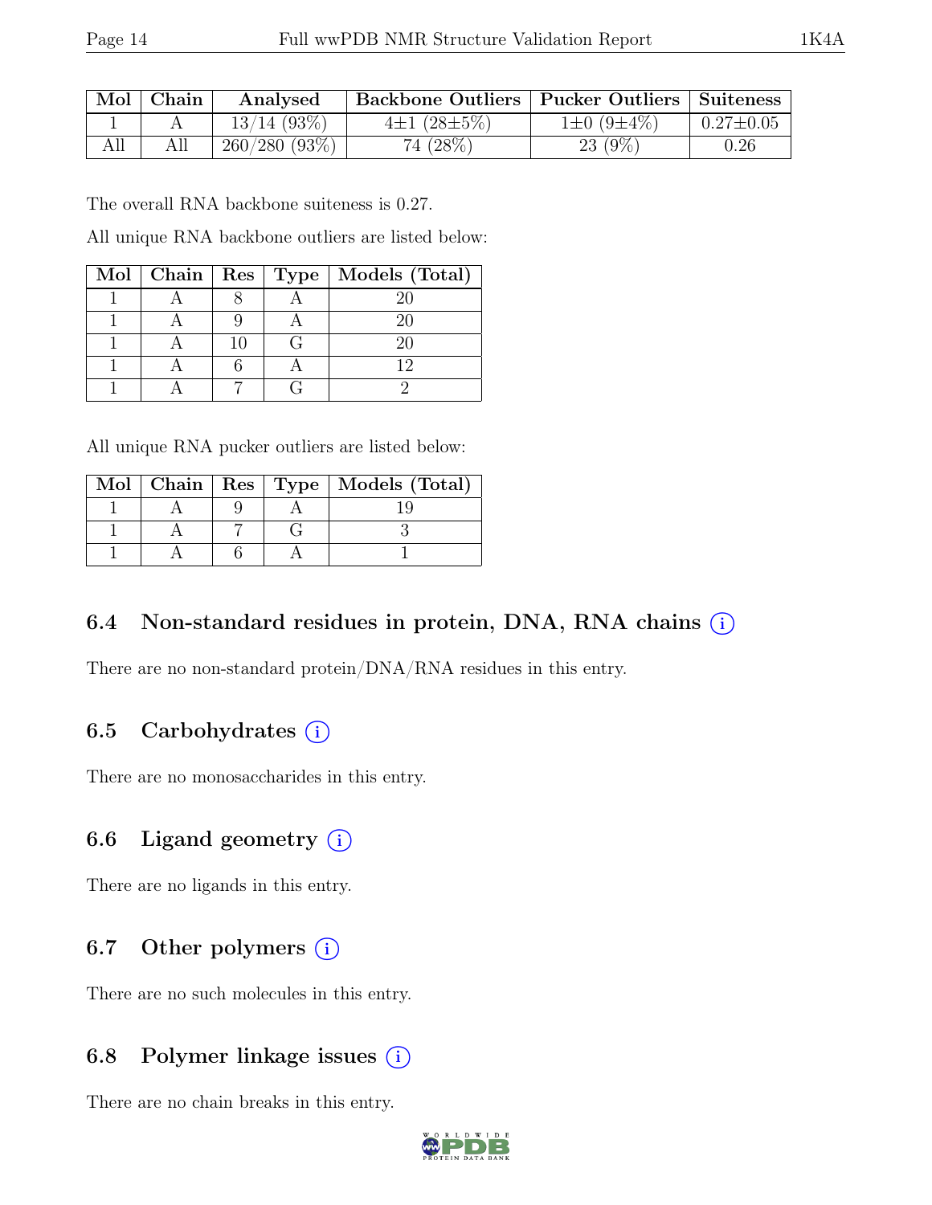| Mol | Chain | Analysed | Backbone Outliers | Pucker Outliers | Suiteness |
|---|---|---|---|---|---|
| 1 | A | 13/14 (93%) | 4±1 (28±5%) | 1±0 (9±4%) | 0.27±0.05 |
| All | All | 260/280 (93%) | 74 (28%) | 23 (9%) | 0.26 |

The overall RNA backbone suiteness is 0.27.

All unique RNA backbone outliers are listed below:

| Mol | Chain | Res | Type | Models (Total) |
|---|---|---|---|---|
| 1 | A | 8 | A | 20 |
| 1 | A | 9 | A | 20 |
| 1 | A | 10 | G | 20 |
| 1 | A | 6 | A | 12 |
| 1 | A | 7 | G | 2 |

All unique RNA pucker outliers are listed below:

| Mol | Chain | Res | Type | Models (Total) |
|---|---|---|---|---|
| 1 | A | 9 | A | 19 |
| 1 | A | 7 | G | 3 |
| 1 | A | 6 | A | 1 |

### 6.4 Non-standard residues in protein, DNA, RNA chains (i)

There are no non-standard protein/DNA/RNA residues in this entry.

### 6.5 Carbohydrates (i)

There are no monosaccharides in this entry.

### 6.6 Ligand geometry (i)

There are no ligands in this entry.

### 6.7 Other polymers (i)

There are no such molecules in this entry.

### 6.8 Polymer linkage issues (i)

There are no chain breaks in this entry.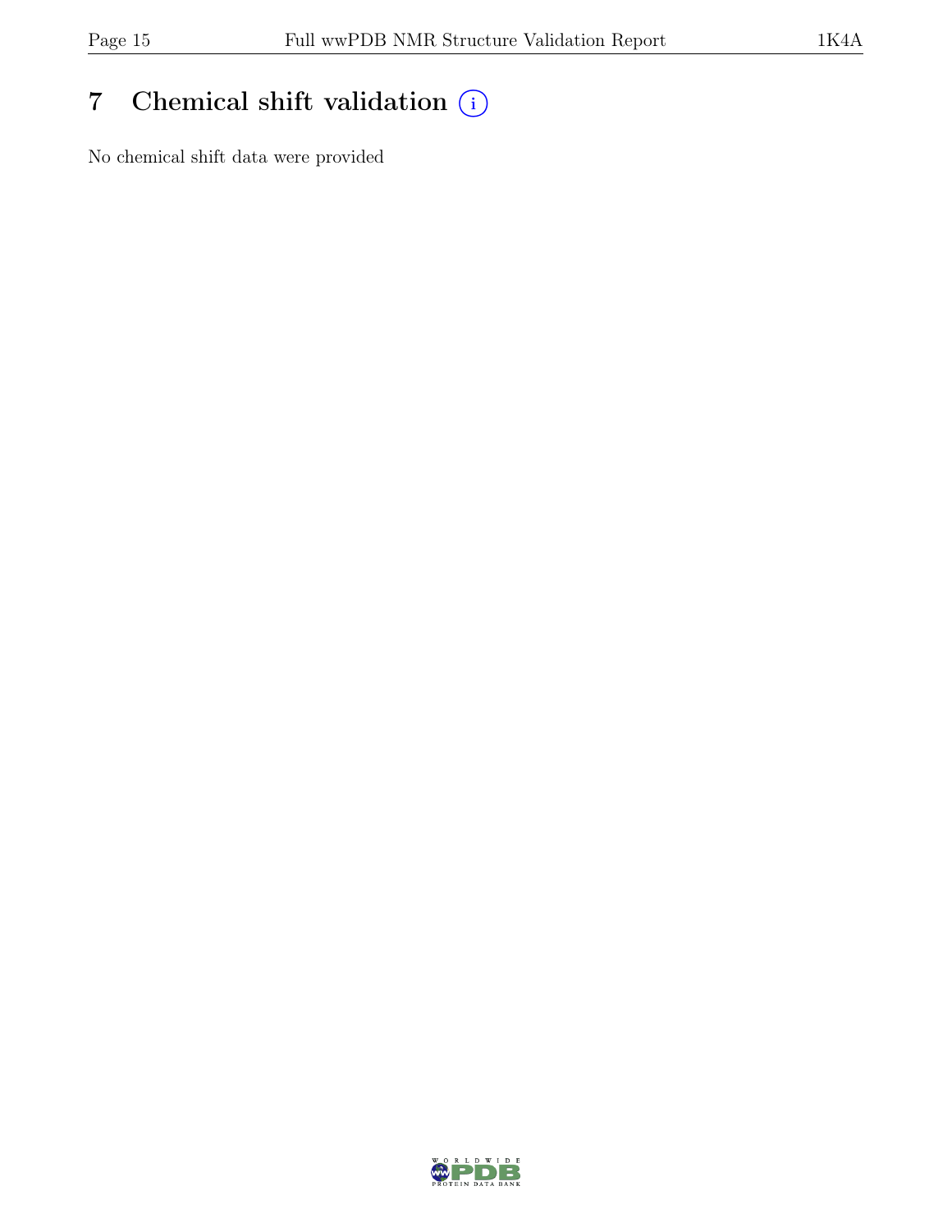# 7 Chemical shift validation

No chemical shift data were provided